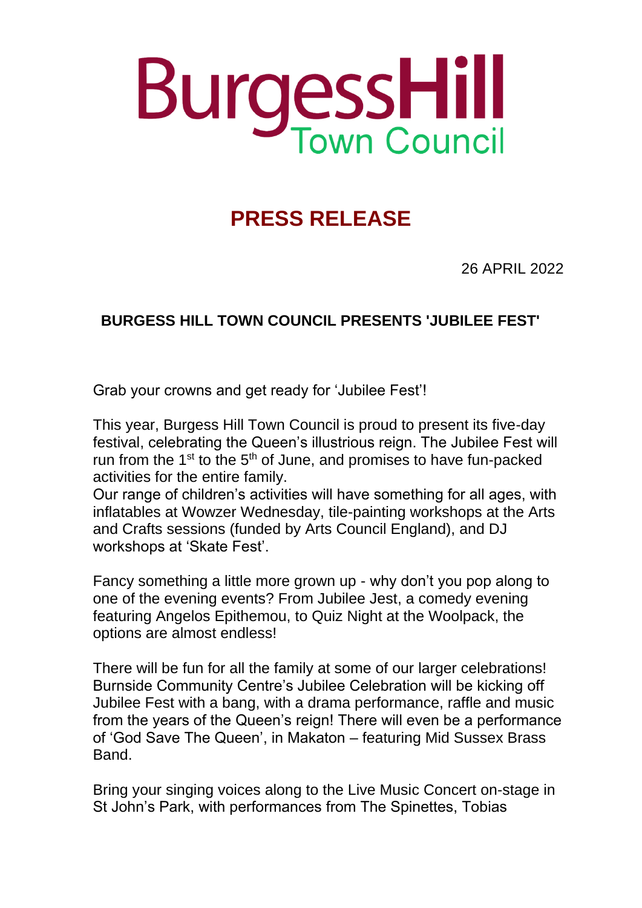# Burgess Hill Town Council

## PRESS RELEASE

26 APRIL 2022

**BURGESS HILL TOWN COUNCIL PRESENTS 'JUBILEE FEST'**

Grab your crowns and get ready for 'Jubilee Fest'!

This year, Burgess Hill Town Council is proud to present its five-day festival, celebrating the Queen's illustrious reign. The Jubilee Fest will run from the 1st to the 5th of June, and promises to have fun-packed activities for the entire family.
Our range of children's activities will have something for all ages, with inflatables at Wowzer Wednesday, tile-painting workshops at the Arts and Crafts sessions (funded by Arts Council England), and DJ workshops at 'Skate Fest'.

Fancy something a little more grown up - why don't you pop along to one of the evening events? From Jubilee Jest, a comedy evening featuring Angelos Epithemou, to Quiz Night at the Woolpack, the options are almost endless!

There will be fun for all the family at some of our larger celebrations! Burnside Community Centre's Jubilee Celebration will be kicking off Jubilee Fest with a bang, with a drama performance, raffle and music from the years of the Queen's reign! There will even be a performance of 'God Save The Queen', in Makaton – featuring Mid Sussex Brass Band.

Bring your singing voices along to the Live Music Concert on-stage in St John's Park, with performances from The Spinettes, Tobias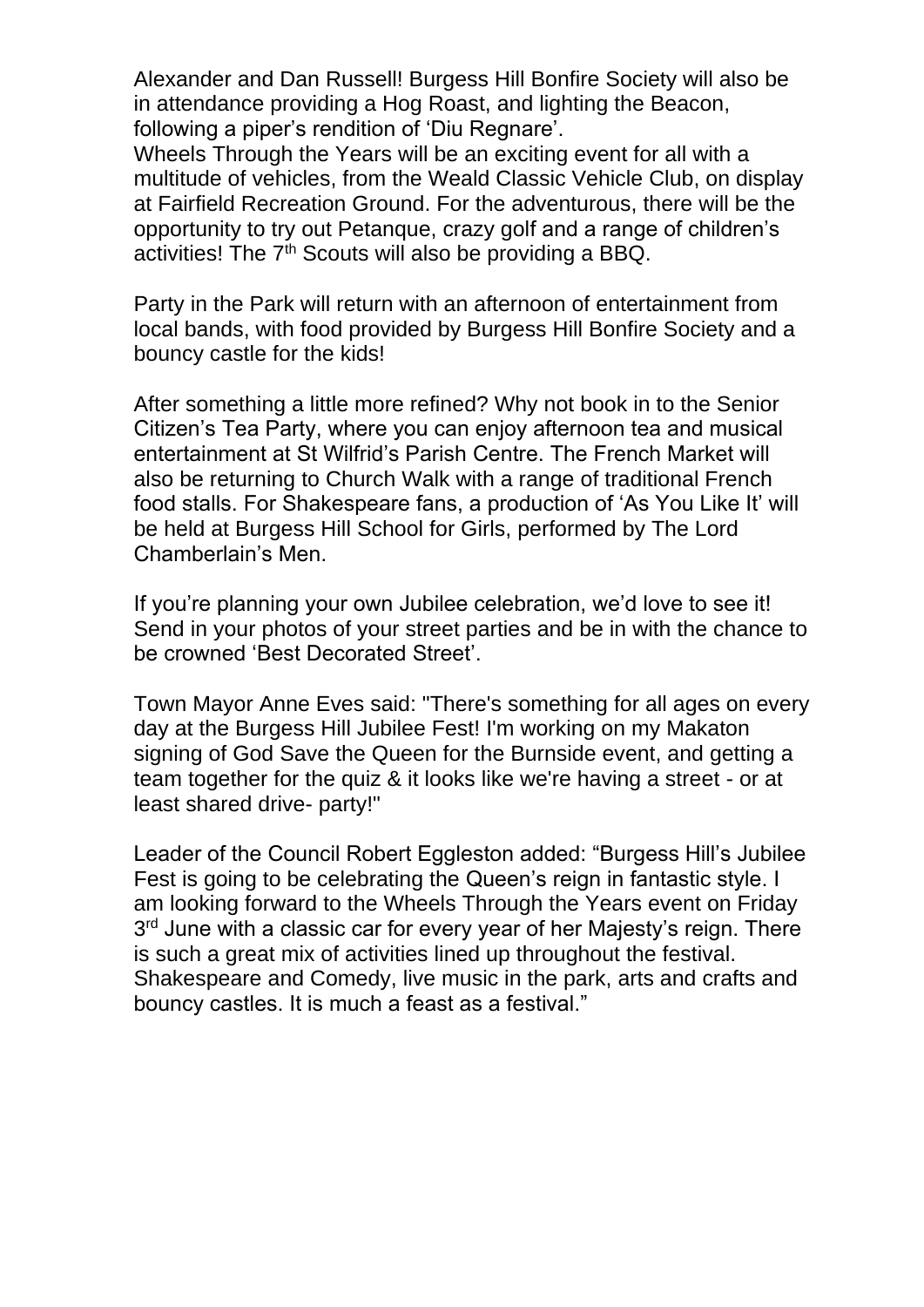Alexander and Dan Russell! Burgess Hill Bonfire Society will also be in attendance providing a Hog Roast, and lighting the Beacon, following a piper's rendition of 'Diu Regnare'.
Wheels Through the Years will be an exciting event for all with a multitude of vehicles, from the Weald Classic Vehicle Club, on display at Fairfield Recreation Ground. For the adventurous, there will be the opportunity to try out Petanque, crazy golf and a range of children's activities! The 7th Scouts will also be providing a BBQ.

Party in the Park will return with an afternoon of entertainment from local bands, with food provided by Burgess Hill Bonfire Society and a bouncy castle for the kids!

After something a little more refined? Why not book in to the Senior Citizen's Tea Party, where you can enjoy afternoon tea and musical entertainment at St Wilfrid's Parish Centre. The French Market will also be returning to Church Walk with a range of traditional French food stalls. For Shakespeare fans, a production of 'As You Like It' will be held at Burgess Hill School for Girls, performed by The Lord Chamberlain's Men.

If you're planning your own Jubilee celebration, we'd love to see it! Send in your photos of your street parties and be in with the chance to be crowned 'Best Decorated Street'.

Town Mayor Anne Eves said: "There's something for all ages on every day at the Burgess Hill Jubilee Fest! I'm working on my Makaton signing of God Save the Queen for the Burnside event, and getting a team together for the quiz & it looks like we're having a street - or at least shared drive- party!"

Leader of the Council Robert Eggleston added: "Burgess Hill's Jubilee Fest is going to be celebrating the Queen's reign in fantastic style. I am looking forward to the Wheels Through the Years event on Friday 3rd June with a classic car for every year of her Majesty's reign. There is such a great mix of activities lined up throughout the festival. Shakespeare and Comedy, live music in the park, arts and crafts and bouncy castles. It is much a feast as a festival."